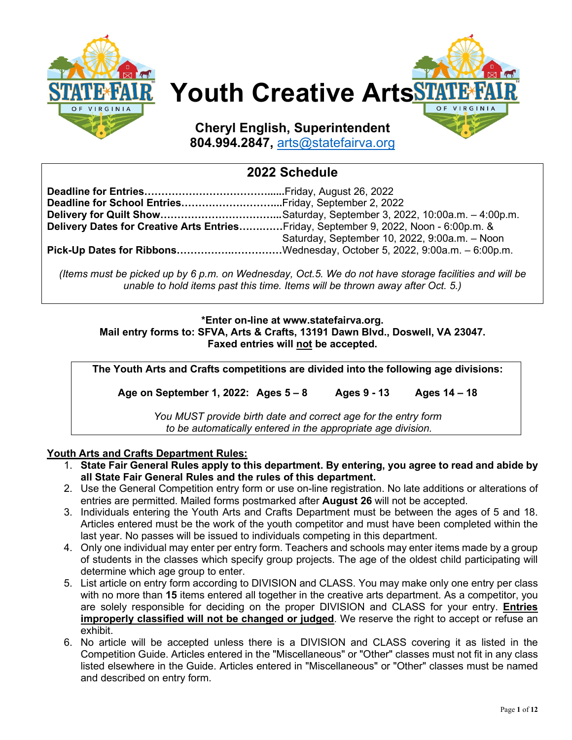# Youth Creative Arts

**Cheryl English, Superintendent**
**804.994.2847,** arts@statefairva.org

## 2022 Schedule

**Deadline for Entries**…………………………………......Friday, August 26, 2022
**Deadline for School Entries**………………………....Friday, September 2, 2022
**Delivery for Quilt Show**……………………………....Saturday, September 3, 2022, 10:00a.m. – 4:00p.m.
**Delivery Dates for Creative Arts Entries**…………Friday, September 9, 2022, Noon - 6:00p.m. & Saturday, September 10, 2022, 9:00a.m. – Noon
**Pick-Up Dates for Ribbons**……………….…………Wednesday, October 5, 2022, 9:00a.m. – 6:00p.m.

*(Items must be picked up by 6 p.m. on Wednesday, Oct.5. We do not have storage facilities and will be unable to hold items past this time. Items will be thrown away after Oct. 5.)*

**\*Enter on-line at www.statefairva.org.**
**Mail entry forms to: SFVA, Arts & Crafts, 13191 Dawn Blvd., Doswell, VA 23047.**
**Faxed entries will not be accepted.**

**The Youth Arts and Crafts competitions are divided into the following age divisions:**

**Age on September 1, 2022: Ages 5 – 8 Ages 9 - 13 Ages 14 – 18**

*You MUST provide birth date and correct age for the entry form to be automatically entered in the appropriate age division.*

**Youth Arts and Crafts Department Rules:**

1. **State Fair General Rules apply to this department. By entering, you agree to read and abide by all State Fair General Rules and the rules of this department.**
2. Use the General Competition entry form or use on-line registration. No late additions or alterations of entries are permitted. Mailed forms postmarked after **August 26** will not be accepted.
3. Individuals entering the Youth Arts and Crafts Department must be between the ages of 5 and 18. Articles entered must be the work of the youth competitor and must have been completed within the last year. No passes will be issued to individuals competing in this department.
4. Only one individual may enter per entry form. Teachers and schools may enter items made by a group of students in the classes which specify group projects. The age of the oldest child participating will determine which age group to enter.
5. List article on entry form according to DIVISION and CLASS. You may make only one entry per class with no more than **15** items entered all together in the creative arts department. As a competitor, you are solely responsible for deciding on the proper DIVISION and CLASS for your entry. **Entries improperly classified will not be changed or judged**. We reserve the right to accept or refuse an exhibit.
6. No article will be accepted unless there is a DIVISION and CLASS covering it as listed in the Competition Guide. Articles entered in the "Miscellaneous" or "Other" classes must not fit in any class listed elsewhere in the Guide. Articles entered in "Miscellaneous" or "Other" classes must be named and described on entry form.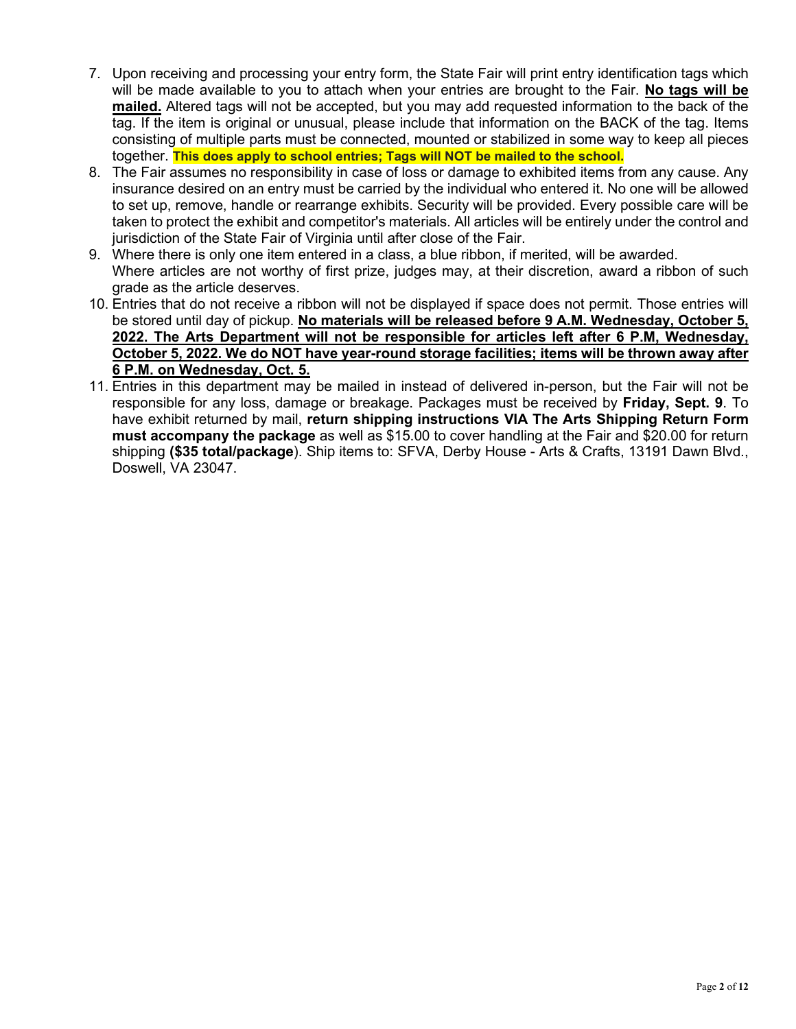7. Upon receiving and processing your entry form, the State Fair will print entry identification tags which will be made available to you to attach when your entries are brought to the Fair. **No tags will be mailed.** Altered tags will not be accepted, but you may add requested information to the back of the tag. If the item is original or unusual, please include that information on the BACK of the tag. Items consisting of multiple parts must be connected, mounted or stabilized in some way to keep all pieces together. **This does apply to school entries; Tags will NOT be mailed to the school.**
8. The Fair assumes no responsibility in case of loss or damage to exhibited items from any cause. Any insurance desired on an entry must be carried by the individual who entered it. No one will be allowed to set up, remove, handle or rearrange exhibits. Security will be provided. Every possible care will be taken to protect the exhibit and competitor's materials. All articles will be entirely under the control and jurisdiction of the State Fair of Virginia until after close of the Fair.
9. Where there is only one item entered in a class, a blue ribbon, if merited, will be awarded. Where articles are not worthy of first prize, judges may, at their discretion, award a ribbon of such grade as the article deserves.
10. Entries that do not receive a ribbon will not be displayed if space does not permit. Those entries will be stored until day of pickup. **No materials will be released before 9 A.M. Wednesday, October 5, 2022. The Arts Department will not be responsible for articles left after 6 P.M, Wednesday, October 5, 2022. We do NOT have year-round storage facilities; items will be thrown away after 6 P.M. on Wednesday, Oct. 5.**
11. Entries in this department may be mailed in instead of delivered in-person, but the Fair will not be responsible for any loss, damage or breakage. Packages must be received by **Friday, Sept. 9**. To have exhibit returned by mail, **return shipping instructions VIA The Arts Shipping Return Form must accompany the package** as well as $15.00 to cover handling at the Fair and $20.00 for return shipping **($35 total/package**). Ship items to: SFVA, Derby House - Arts & Crafts, 13191 Dawn Blvd., Doswell, VA 23047.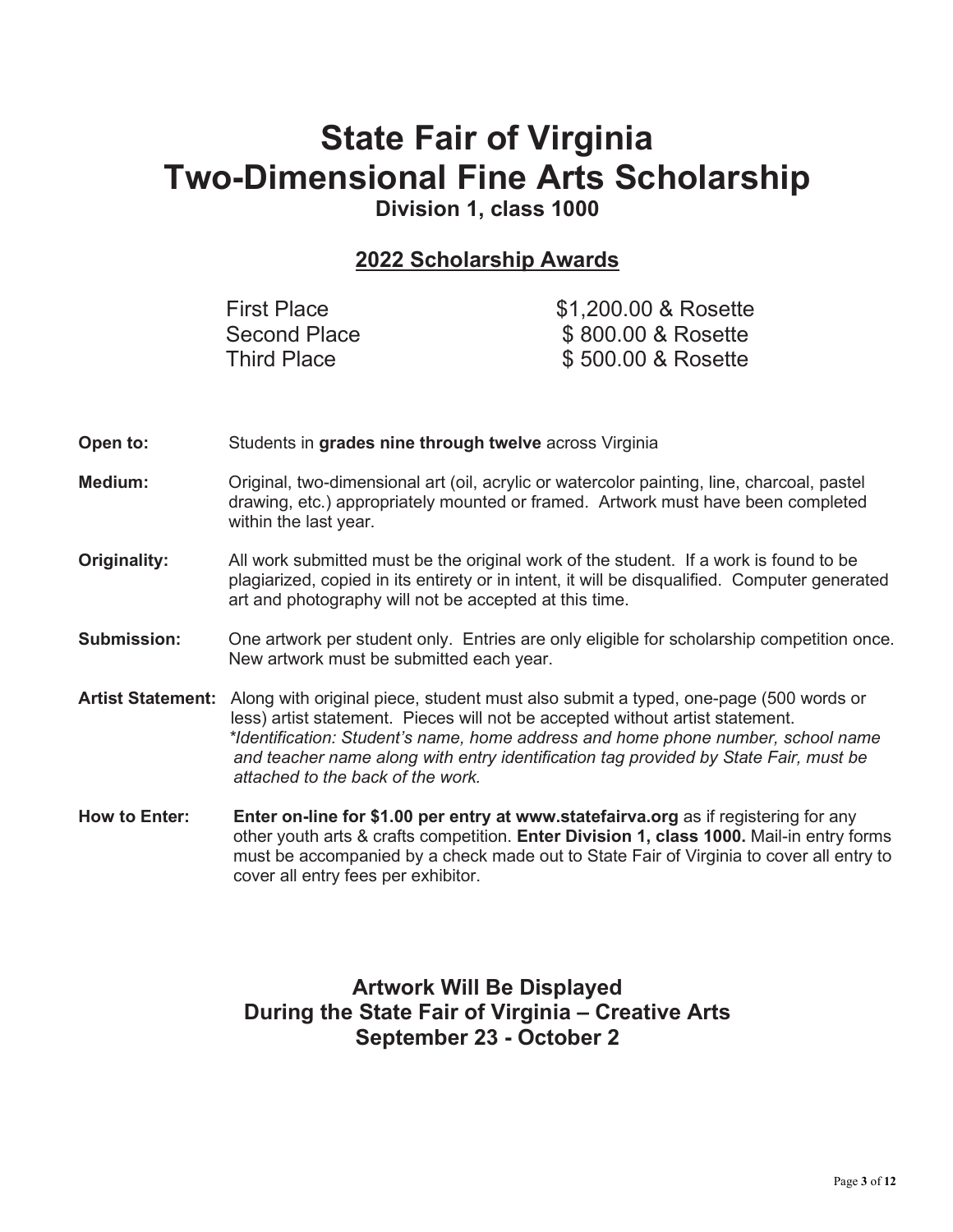# State Fair of Virginia
# Two-Dimensional Fine Arts Scholarship

### Division 1, class 1000

## 2022 Scholarship Awards

| | |
|---|---|
| First Place | $1,200.00 & Rosette |
| Second Place | $ 800.00 & Rosette |
| Third Place | $ 500.00 & Rosette |

**Open to:** Students in **grades nine through twelve** across Virginia

**Medium:** Original, two-dimensional art (oil, acrylic or watercolor painting, line, charcoal, pastel drawing, etc.) appropriately mounted or framed. Artwork must have been completed within the last year.

**Originality:** All work submitted must be the original work of the student. If a work is found to be plagiarized, copied in its entirety or in intent, it will be disqualified. Computer generated art and photography will not be accepted at this time.

**Submission:** One artwork per student only. Entries are only eligible for scholarship competition once. New artwork must be submitted each year.

**Artist Statement:** Along with original piece, student must also submit a typed, one-page (500 words or less) artist statement. Pieces will not be accepted without artist statement.
*\*Identification: Student's name, home address and home phone number, school name and teacher name along with entry identification tag provided by State Fair, must be attached to the back of the work.*

**How to Enter:** **Enter on-line for $1.00 per entry at www.statefairva.org** as if registering for any other youth arts & crafts competition. **Enter Division 1, class 1000.** Mail-in entry forms must be accompanied by a check made out to State Fair of Virginia to cover all entry to cover all entry fees per exhibitor.

### Artwork Will Be Displayed
### During the State Fair of Virginia – Creative Arts
### September 23 - October 2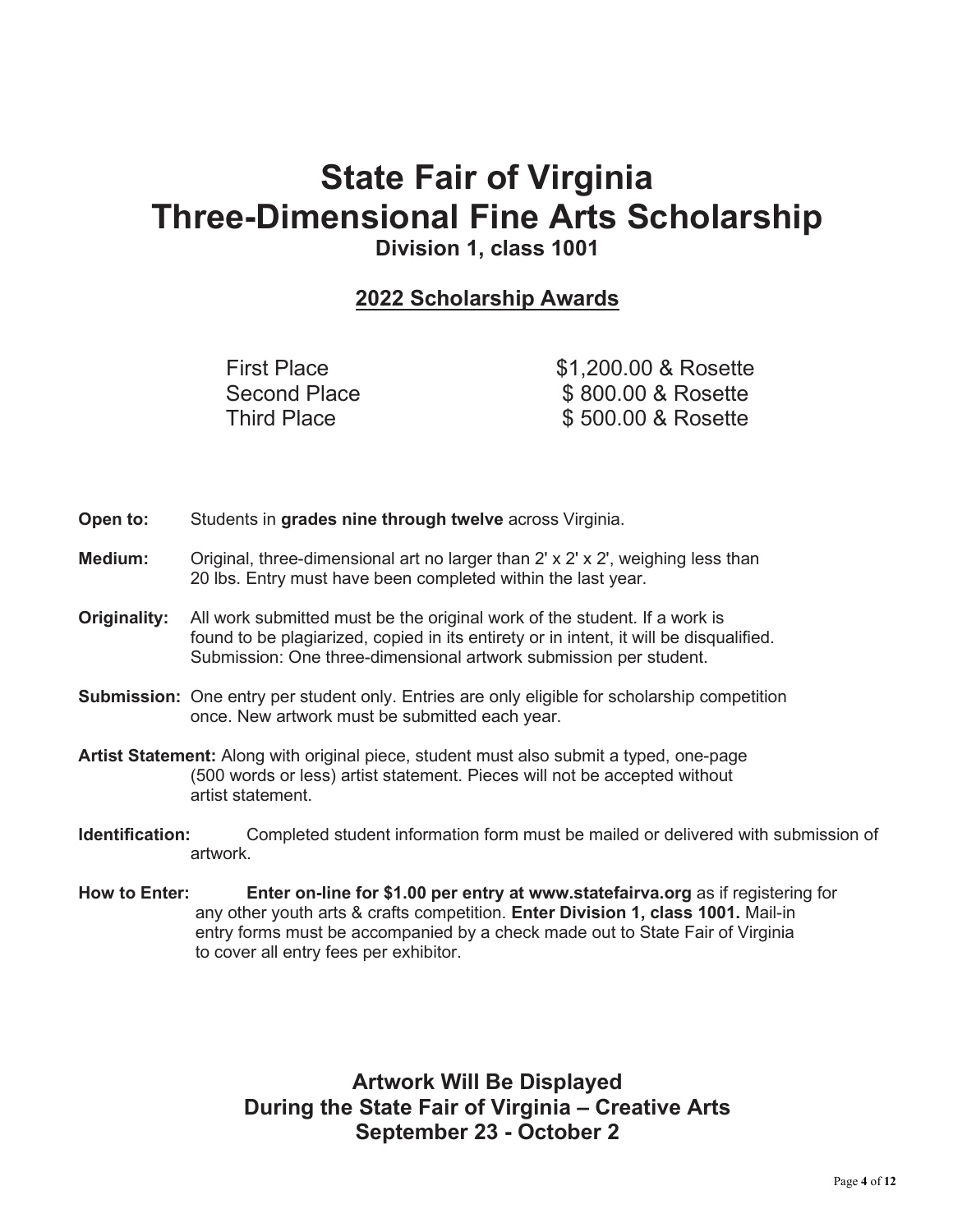# State Fair of Virginia
# Three-Dimensional Fine Arts Scholarship

### Division 1, class 1001

## 2022 Scholarship Awards

| | |
|---|---|
| First Place | $1,200.00 & Rosette |
| Second Place | $ 800.00 & Rosette |
| Third Place | $ 500.00 & Rosette |

**Open to:** Students in **grades nine through twelve** across Virginia.

**Medium:** Original, three-dimensional art no larger than 2' x 2' x 2', weighing less than 20 lbs. Entry must have been completed within the last year.

**Originality:** All work submitted must be the original work of the student. If a work is found to be plagiarized, copied in its entirety or in intent, it will be disqualified. Submission: One three-dimensional artwork submission per student.

**Submission:** One entry per student only. Entries are only eligible for scholarship competition once. New artwork must be submitted each year.

**Artist Statement:** Along with original piece, student must also submit a typed, one-page (500 words or less) artist statement. Pieces will not be accepted without artist statement.

**Identification:** Completed student information form must be mailed or delivered with submission of artwork.

**How to Enter:** **Enter on-line for $1.00 per entry at www.statefairva.org** as if registering for any other youth arts & crafts competition. **Enter Division 1, class 1001.** Mail-in entry forms must be accompanied by a check made out to State Fair of Virginia to cover all entry fees per exhibitor.

**Artwork Will Be Displayed**
**During the State Fair of Virginia – Creative Arts**
**September 23 - October 2**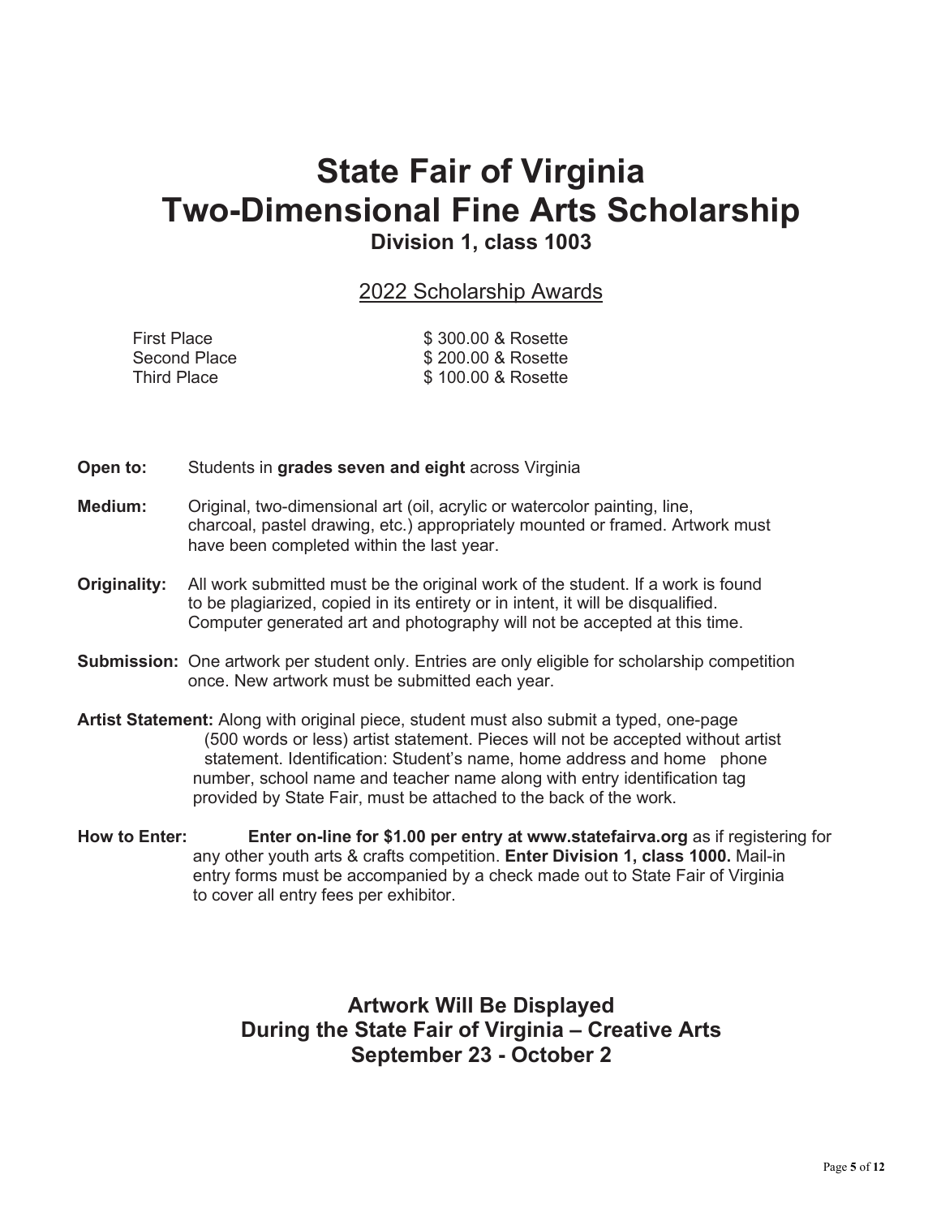# State Fair of Virginia
# Two-Dimensional Fine Arts Scholarship

### Division 1, class 1003

## 2022 Scholarship Awards

| | |
|---|---|
| First Place | $ 300.00 & Rosette |
| Second Place | $ 200.00 & Rosette |
| Third Place | $ 100.00 & Rosette |

**Open to:** Students in **grades seven and eight** across Virginia

**Medium:** Original, two-dimensional art (oil, acrylic or watercolor painting, line, charcoal, pastel drawing, etc.) appropriately mounted or framed. Artwork must have been completed within the last year.

**Originality:** All work submitted must be the original work of the student. If a work is found to be plagiarized, copied in its entirety or in intent, it will be disqualified. Computer generated art and photography will not be accepted at this time.

**Submission:** One artwork per student only. Entries are only eligible for scholarship competition once. New artwork must be submitted each year.

**Artist Statement:** Along with original piece, student must also submit a typed, one-page (500 words or less) artist statement. Pieces will not be accepted without artist statement. Identification: Student's name, home address and home phone number, school name and teacher name along with entry identification tag provided by State Fair, must be attached to the back of the work.

**How to Enter:** **Enter on-line for $1.00 per entry at www.statefairva.org** as if registering for any other youth arts & crafts competition. **Enter Division 1, class 1000.** Mail-in entry forms must be accompanied by a check made out to State Fair of Virginia to cover all entry fees per exhibitor.

### Artwork Will Be Displayed During the State Fair of Virginia – Creative Arts September 23 - October 2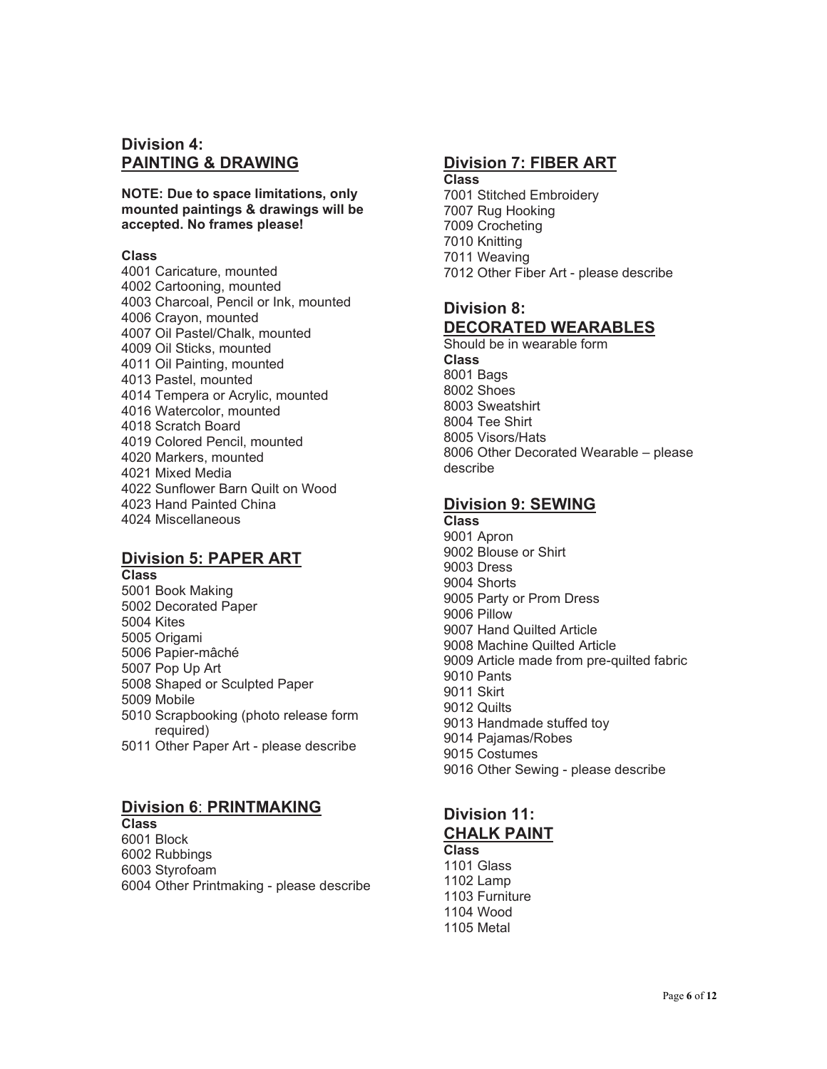## Division 4: PAINTING & DRAWING

**NOTE: Due to space limitations, only mounted paintings & drawings will be accepted. No frames please!**

**Class**

4001 Caricature, mounted
4002 Cartooning, mounted
4003 Charcoal, Pencil or Ink, mounted
4006 Crayon, mounted
4007 Oil Pastel/Chalk, mounted
4009 Oil Sticks, mounted
4011 Oil Painting, mounted
4013 Pastel, mounted
4014 Tempera or Acrylic, mounted
4016 Watercolor, mounted
4018 Scratch Board
4019 Colored Pencil, mounted
4020 Markers, mounted
4021 Mixed Media
4022 Sunflower Barn Quilt on Wood
4023 Hand Painted China
4024 Miscellaneous

## Division 5: PAPER ART

**Class**

5001 Book Making
5002 Decorated Paper
5004 Kites
5005 Origami
5006 Papier-mâché
5007 Pop Up Art
5008 Shaped or Sculpted Paper
5009 Mobile
5010 Scrapbooking (photo release form required)
5011 Other Paper Art - please describe

## Division 6: PRINTMAKING

**Class**

6001 Block
6002 Rubbings
6003 Styrofoam
6004 Other Printmaking - please describe

## Division 7: FIBER ART

**Class**

7001 Stitched Embroidery
7007 Rug Hooking
7009 Crocheting
7010 Knitting
7011 Weaving
7012 Other Fiber Art - please describe

## Division 8: DECORATED WEARABLES

Should be in wearable form

**Class**

8001 Bags
8002 Shoes
8003 Sweatshirt
8004 Tee Shirt
8005 Visors/Hats
8006 Other Decorated Wearable – please describe

## Division 9: SEWING

**Class**

9001 Apron
9002 Blouse or Shirt
9003 Dress
9004 Shorts
9005 Party or Prom Dress
9006 Pillow
9007 Hand Quilted Article
9008 Machine Quilted Article
9009 Article made from pre-quilted fabric
9010 Pants
9011 Skirt
9012 Quilts
9013 Handmade stuffed toy
9014 Pajamas/Robes
9015 Costumes
9016 Other Sewing - please describe

## Division 11: CHALK PAINT

**Class**

1101 Glass
1102 Lamp
1103 Furniture
1104 Wood
1105 Metal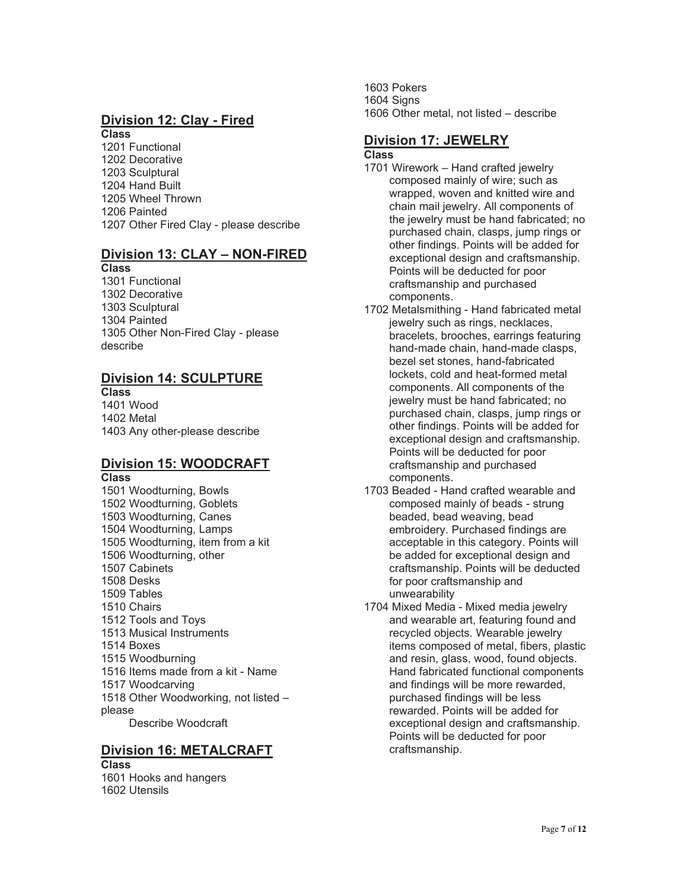## Division 12: Clay - Fired

**Class**

1201 Functional
1202 Decorative
1203 Sculptural
1204 Hand Built
1205 Wheel Thrown
1206 Painted
1207 Other Fired Clay - please describe

## Division 13: CLAY – NON-FIRED

**Class**

1301 Functional
1302 Decorative
1303 Sculptural
1304 Painted
1305 Other Non-Fired Clay - please describe

## Division 14: SCULPTURE

**Class**

1401 Wood
1402 Metal
1403 Any other-please describe

## Division 15: WOODCRAFT

**Class**

1501 Woodturning, Bowls
1502 Woodturning, Goblets
1503 Woodturning, Canes
1504 Woodturning, Lamps
1505 Woodturning, item from a kit
1506 Woodturning, other
1507 Cabinets
1508 Desks
1509 Tables
1510 Chairs
1512 Tools and Toys
1513 Musical Instruments
1514 Boxes
1515 Woodburning
1516 Items made from a kit - Name
1517 Woodcarving
1518 Other Woodworking, not listed – please
Describe Woodcraft

## Division 16: METALCRAFT

**Class**

1601 Hooks and hangers
1602 Utensils
1603 Pokers
1604 Signs
1606 Other metal, not listed – describe

## Division 17: JEWELRY

**Class**

1701 Wirework – Hand crafted jewelry composed mainly of wire; such as wrapped, woven and knitted wire and chain mail jewelry. All components of the jewelry must be hand fabricated; no purchased chain, clasps, jump rings or other findings. Points will be added for exceptional design and craftsmanship. Points will be deducted for poor craftsmanship and purchased components.

1702 Metalsmithing - Hand fabricated metal jewelry such as rings, necklaces, bracelets, brooches, earrings featuring hand-made chain, hand-made clasps, bezel set stones, hand-fabricated lockets, cold and heat-formed metal components. All components of the jewelry must be hand fabricated; no purchased chain, clasps, jump rings or other findings. Points will be added for exceptional design and craftsmanship. Points will be deducted for poor craftsmanship and purchased components.

1703 Beaded - Hand crafted wearable and composed mainly of beads - strung beaded, bead weaving, bead embroidery. Purchased findings are acceptable in this category. Points will be added for exceptional design and craftsmanship. Points will be deducted for poor craftsmanship and unwearability

1704 Mixed Media - Mixed media jewelry and wearable art, featuring found and recycled objects. Wearable jewelry items composed of metal, fibers, plastic and resin, glass, wood, found objects. Hand fabricated functional components and findings will be more rewarded, purchased findings will be less rewarded. Points will be added for exceptional design and craftsmanship. Points will be deducted for poor craftsmanship.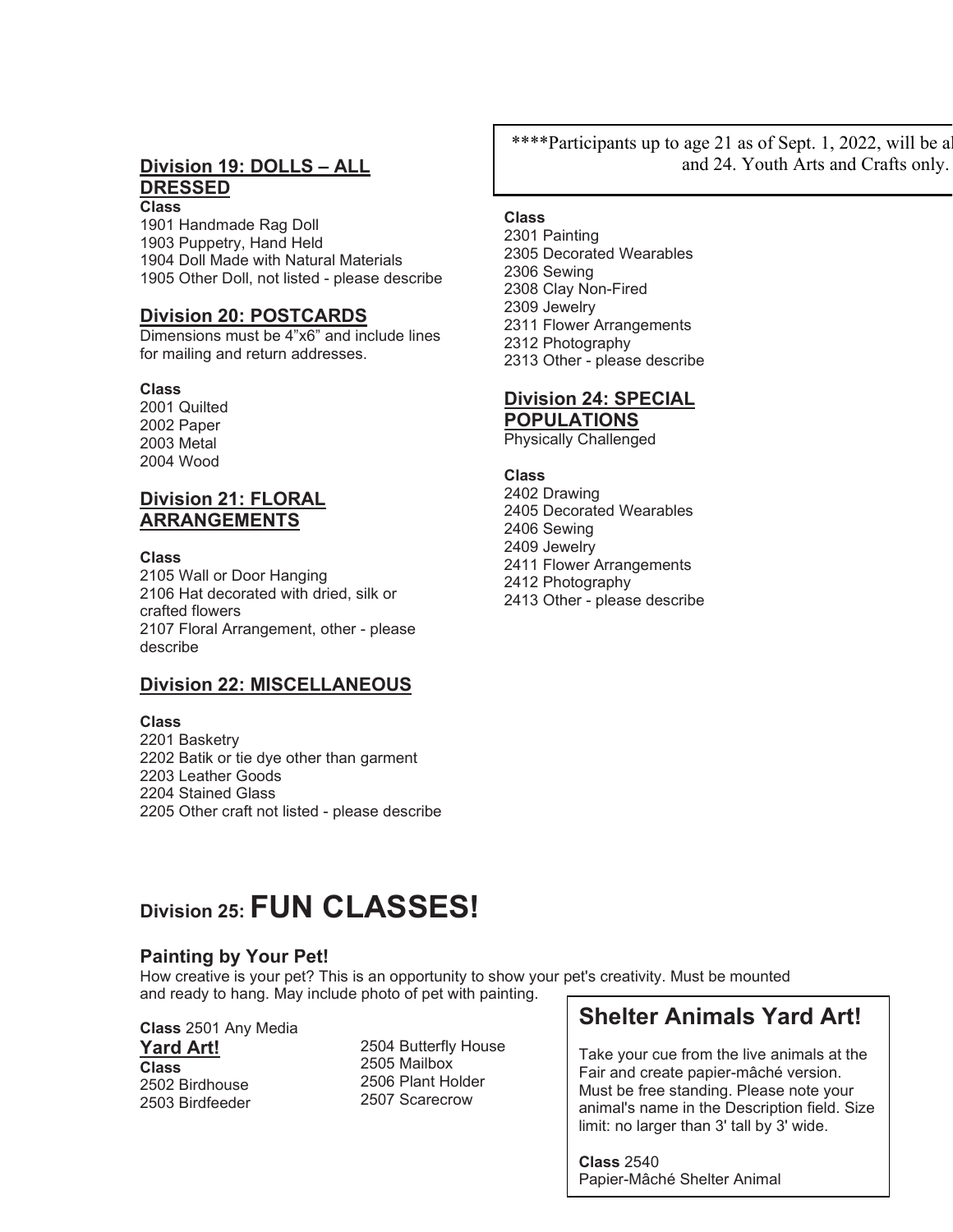## Division 19: DOLLS – ALL DRESSED

**Class**
1901 Handmade Rag Doll
1903 Puppetry, Hand Held
1904 Doll Made with Natural Materials
1905 Other Doll, not listed - please describe

## Division 20: POSTCARDS

Dimensions must be 4"x6" and include lines for mailing and return addresses.

**Class**
2001 Quilted
2002 Paper
2003 Metal
2004 Wood

## Division 21: FLORAL ARRANGEMENTS

**Class**
2105 Wall or Door Hanging
2106 Hat decorated with dried, silk or crafted flowers
2107 Floral Arrangement, other - please describe

## Division 22: MISCELLANEOUS

**Class**
2201 Basketry
2202 Batik or tie dye other than garment
2203 Leather Goods
2204 Stained Glass
2205 Other craft not listed - please describe

****Participants up to age 21 as of Sept. 1, 2022, will be al
and 24. Youth Arts and Crafts only.

**Class**
2301 Painting
2305 Decorated Wearables
2306 Sewing
2308 Clay Non-Fired
2309 Jewelry
2311 Flower Arrangements
2312 Photography
2313 Other - please describe

## Division 24: SPECIAL POPULATIONS

Physically Challenged

**Class**
2402 Drawing
2405 Decorated Wearables
2406 Sewing
2409 Jewelry
2411 Flower Arrangements
2412 Photography
2413 Other - please describe

# Division 25: FUN CLASSES!

### Painting by Your Pet!

How creative is your pet? This is an opportunity to show your pet's creativity. Must be mounted and ready to hang. May include photo of pet with painting.

**Class** 2501 Any Media

### Yard Art!

**Class**
2502 Birdhouse
2503 Birdfeeder
2504 Butterfly House
2505 Mailbox
2506 Plant Holder
2507 Scarecrow

### Shelter Animals Yard Art!

Take your cue from the live animals at the Fair and create papier-mâché version. Must be free standing. Please note your animal's name in the Description field. Size limit: no larger than 3' tall by 3' wide.

**Class** 2540
Papier-Mâché Shelter Animal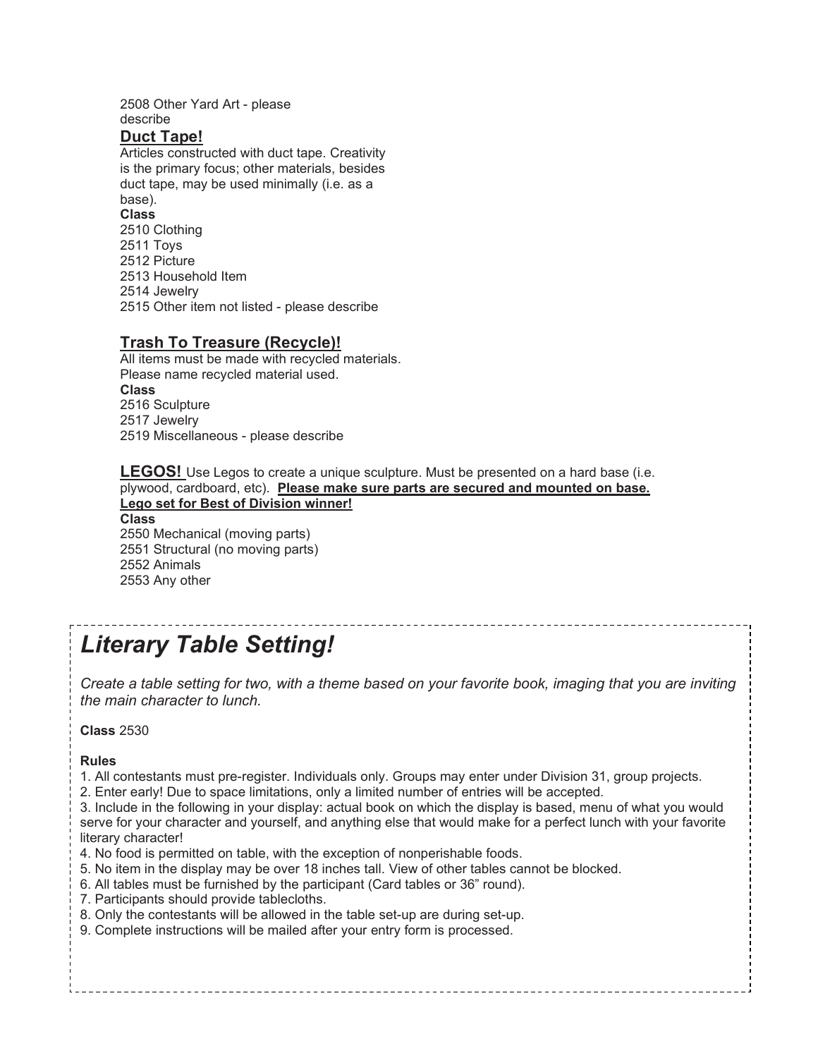2508 Other Yard Art - please describe

## Duct Tape!

Articles constructed with duct tape. Creativity is the primary focus; other materials, besides duct tape, may be used minimally (i.e. as a base).

**Class**

2510 Clothing
2511 Toys
2512 Picture
2513 Household Item
2514 Jewelry
2515 Other item not listed - please describe

## Trash To Treasure (Recycle)!

All items must be made with recycled materials. Please name recycled material used.

**Class**

2516 Sculpture
2517 Jewelry
2519 Miscellaneous - please describe

**LEGOS!** Use Legos to create a unique sculpture. Must be presented on a hard base (i.e. plywood, cardboard, etc). **Please make sure parts are secured and mounted on base. Lego set for Best of Division winner!**

**Class**

2550 Mechanical (moving parts)
2551 Structural (no moving parts)
2552 Animals
2553 Any other

# *Literary Table Setting!*

*Create a table setting for two, with a theme based on your favorite book, imaging that you are inviting the main character to lunch.*

**Class** 2530

**Rules**

1. All contestants must pre-register. Individuals only. Groups may enter under Division 31, group projects.
2. Enter early! Due to space limitations, only a limited number of entries will be accepted.
3. Include in the following in your display: actual book on which the display is based, menu of what you would serve for your character and yourself, and anything else that would make for a perfect lunch with your favorite literary character!
4. No food is permitted on table, with the exception of nonperishable foods.
5. No item in the display may be over 18 inches tall. View of other tables cannot be blocked.
6. All tables must be furnished by the participant (Card tables or 36" round).
7. Participants should provide tablecloths.
8. Only the contestants will be allowed in the table set-up are during set-up.
9. Complete instructions will be mailed after your entry form is processed.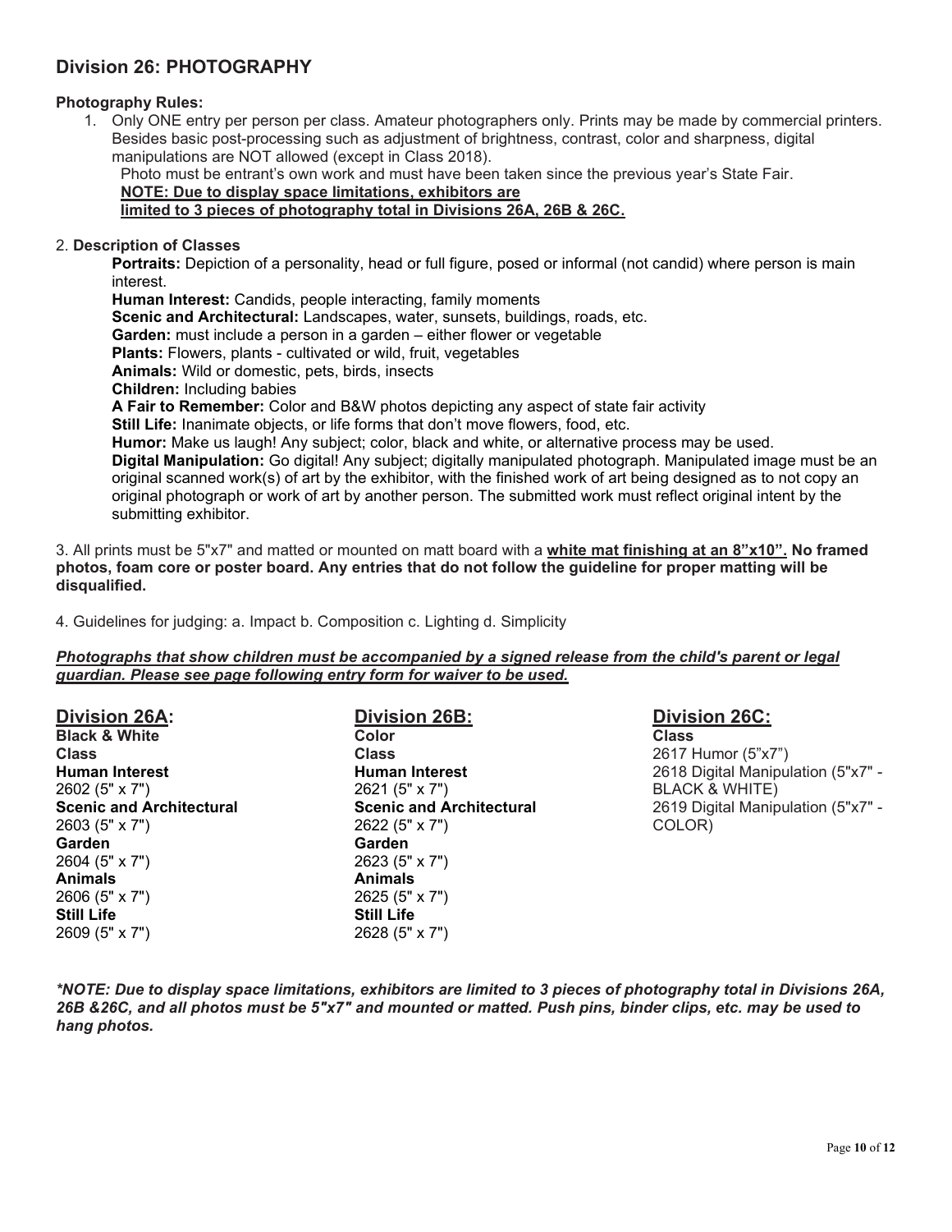## Division 26: PHOTOGRAPHY

**Photography Rules:**

1. Only ONE entry per person per class. Amateur photographers only. Prints may be made by commercial printers. Besides basic post-processing such as adjustment of brightness, contrast, color and sharpness, digital manipulations are NOT allowed (except in Class 2018).
   Photo must be entrant's own work and must have been taken since the previous year's State Fair.
   **NOTE: Due to display space limitations, exhibitors are limited to 3 pieces of photography total in Divisions 26A, 26B & 26C.**

2. **Description of Classes**

   **Portraits:** Depiction of a personality, head or full figure, posed or informal (not candid) where person is main interest.
   **Human Interest:** Candids, people interacting, family moments
   **Scenic and Architectural:** Landscapes, water, sunsets, buildings, roads, etc.
   **Garden:** must include a person in a garden – either flower or vegetable
   **Plants:** Flowers, plants - cultivated or wild, fruit, vegetables
   **Animals:** Wild or domestic, pets, birds, insects
   **Children:** Including babies
   **A Fair to Remember:** Color and B&W photos depicting any aspect of state fair activity
   **Still Life:** Inanimate objects, or life forms that don't move flowers, food, etc.
   **Humor:** Make us laugh! Any subject; color, black and white, or alternative process may be used.
   **Digital Manipulation:** Go digital! Any subject; digitally manipulated photograph. Manipulated image must be an original scanned work(s) of art by the exhibitor, with the finished work of art being designed as to not copy an original photograph or work of art by another person. The submitted work must reflect original intent by the submitting exhibitor.

3. All prints must be 5"x7" and matted or mounted on matt board with a **white mat finishing at an 8"x10". No framed photos, foam core or poster board. Any entries that do not follow the guideline for proper matting will be disqualified.**

4. Guidelines for judging: a. Impact b. Composition c. Lighting d. Simplicity

***Photographs that show children must be accompanied by a signed release from the child's parent or legal guardian. Please see page following entry form for waiver to be used.***

### Division 26A:

**Black & White**

**Class**

**Human Interest**
2602 (5" x 7")

**Scenic and Architectural**
2603 (5" x 7")

**Garden**
2604 (5" x 7")

**Animals**
2606 (5" x 7")

**Still Life**
2609 (5" x 7")

### Division 26B:

**Color**

**Class**

**Human Interest**
2621 (5" x 7")

**Scenic and Architectural**
2622 (5" x 7")

**Garden**
2623 (5" x 7")

**Animals**
2625 (5" x 7")

**Still Life**
2628 (5" x 7")

### Division 26C:

**Class**

2617 Humor (5"x7")
2618 Digital Manipulation (5"x7" - BLACK & WHITE)
2619 Digital Manipulation (5"x7" - COLOR)

***\*NOTE: Due to display space limitations, exhibitors are limited to 3 pieces of photography total in Divisions 26A, 26B &26C, and all photos must be 5"x7" and mounted or matted. Push pins, binder clips, etc. may be used to hang photos.***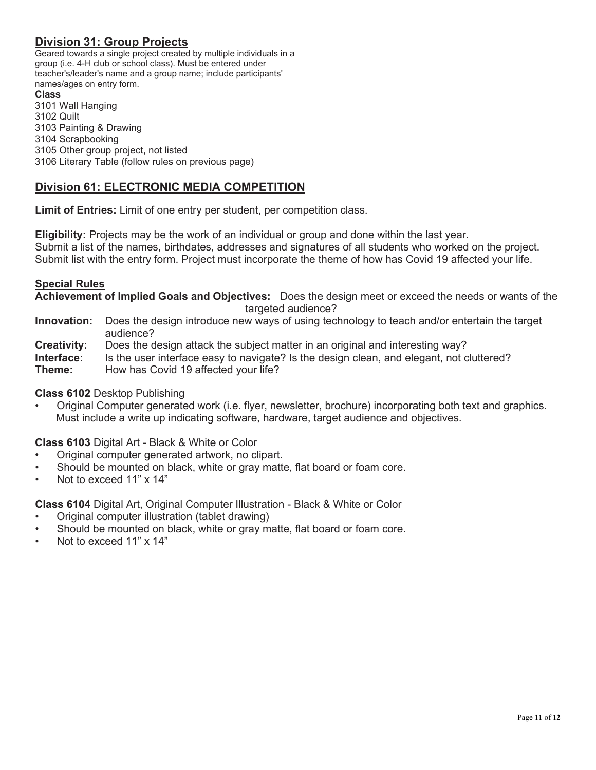## Division 31: Group Projects

Geared towards a single project created by multiple individuals in a group (i.e. 4-H club or school class). Must be entered under teacher's/leader's name and a group name; include participants' names/ages on entry form.

**Class**

3101 Wall Hanging
3102 Quilt
3103 Painting & Drawing
3104 Scrapbooking
3105 Other group project, not listed
3106 Literary Table (follow rules on previous page)

## Division 61: ELECTRONIC MEDIA COMPETITION

**Limit of Entries:** Limit of one entry per student, per competition class.

**Eligibility:** Projects may be the work of an individual or group and done within the last year. Submit a list of the names, birthdates, addresses and signatures of all students who worked on the project. Submit list with the entry form. Project must incorporate the theme of how has Covid 19 affected your life.

### Special Rules

**Achievement of Implied Goals and Objectives:** Does the design meet or exceed the needs or wants of the targeted audience?

**Innovation:** Does the design introduce new ways of using technology to teach and/or entertain the target audience?

**Creativity:** Does the design attack the subject matter in an original and interesting way?

**Interface:** Is the user interface easy to navigate? Is the design clean, and elegant, not cluttered?

**Theme:** How has Covid 19 affected your life?

**Class 6102** Desktop Publishing

- Original Computer generated work (i.e. flyer, newsletter, brochure) incorporating both text and graphics. Must include a write up indicating software, hardware, target audience and objectives.

**Class 6103** Digital Art - Black & White or Color

- Original computer generated artwork, no clipart.
- Should be mounted on black, white or gray matte, flat board or foam core.
- Not to exceed 11" x 14"

**Class 6104** Digital Art, Original Computer Illustration - Black & White or Color

- Original computer illustration (tablet drawing)
- Should be mounted on black, white or gray matte, flat board or foam core.
- Not to exceed 11" x 14"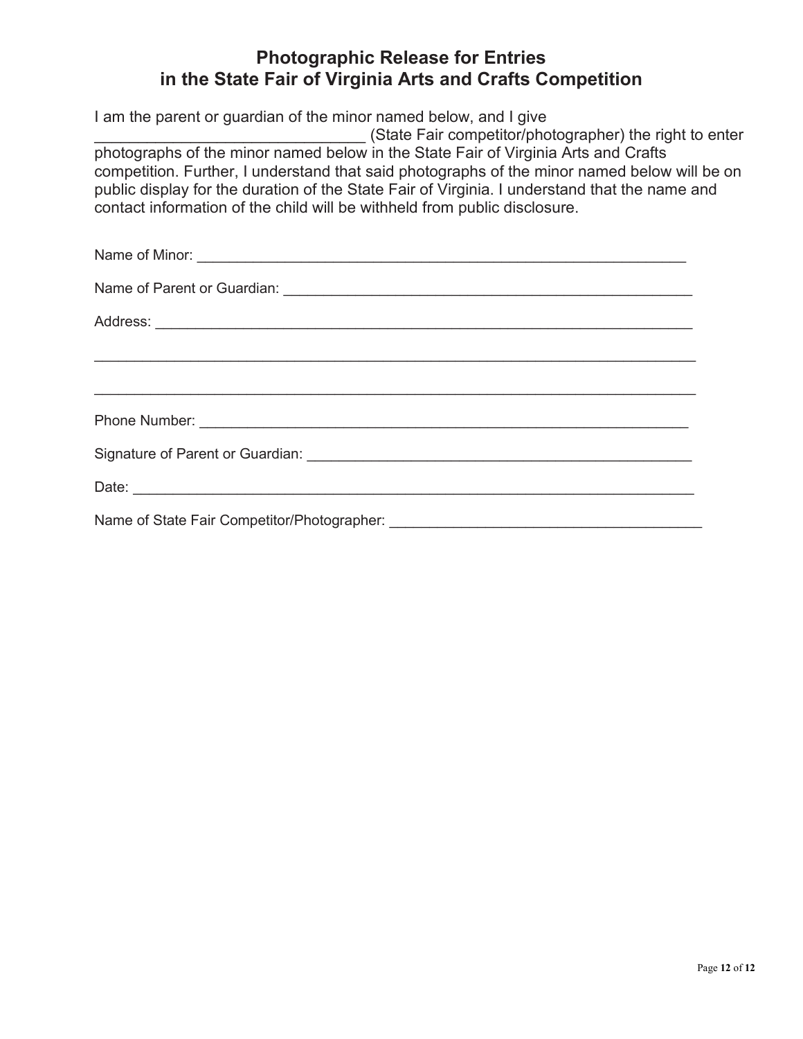# Photographic Release for Entries in the State Fair of Virginia Arts and Crafts Competition

I am the parent or guardian of the minor named below, and I give _______________________________ (State Fair competitor/photographer) the right to enter photographs of the minor named below in the State Fair of Virginia Arts and Crafts competition. Further, I understand that said photographs of the minor named below will be on public display for the duration of the State Fair of Virginia. I understand that the name and contact information of the child will be withheld from public disclosure.

Name of Minor: ______________________________________________________________

Name of Parent or Guardian: ____________________________________________________

Address: ___________________________________________________________________

___________________________________________________________________________

___________________________________________________________________________

Phone Number: _______________________________________________________________

Signature of Parent or Guardian: _________________________________________________

Date: ______________________________________________________________________

Name of State Fair Competitor/Photographer: _______________________________________